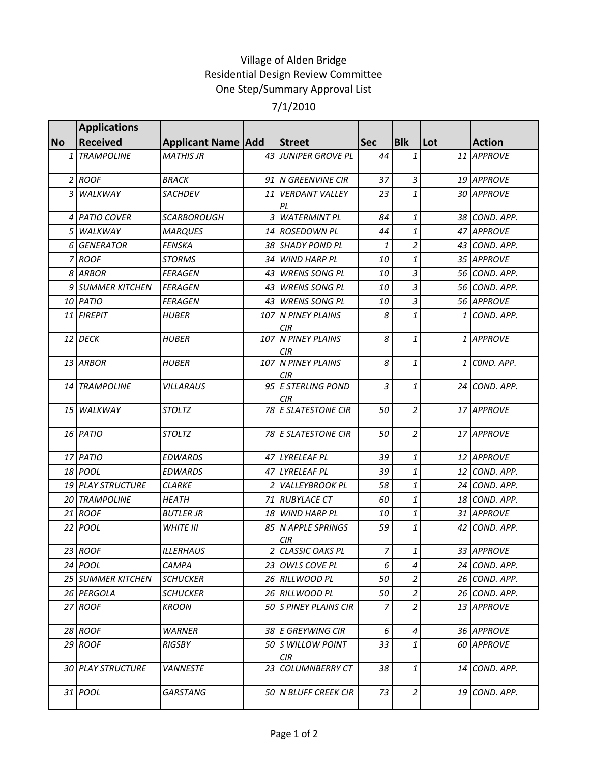Village of Alden Bridge

Residential Design Review Committee

One Step/Summary Approval List

7/1/2010

| No | Applications Received | Applicant Name | Add | Street | Sec | Blk | Lot | Action |
|---|---|---|---|---|---|---|---|---|
| 1 | TRAMPOLINE | MATHIS JR | 43 | JUNIPER GROVE PL | 44 | 1 | 11 | APPROVE |
| 2 | ROOF | BRACK | 91 | N GREENVINE CIR | 37 | 3 | 19 | APPROVE |
| 3 | WALKWAY | SACHDEV | 11 | VERDANT VALLEY PL | 23 | 1 | 30 | APPROVE |
| 4 | PATIO COVER | SCARBOROUGH | 3 | WATERMINT PL | 84 | 1 | 38 | COND. APP. |
| 5 | WALKWAY | MARQUES | 14 | ROSEDOWN PL | 44 | 1 | 47 | APPROVE |
| 6 | GENERATOR | FENSKA | 38 | SHADY POND PL | 1 | 2 | 43 | COND. APP. |
| 7 | ROOF | STORMS | 34 | WIND HARP PL | 10 | 1 | 35 | APPROVE |
| 8 | ARBOR | FERAGEN | 43 | WRENS SONG PL | 10 | 3 | 56 | COND. APP. |
| 9 | SUMMER KITCHEN | FERAGEN | 43 | WRENS SONG PL | 10 | 3 | 56 | COND. APP. |
| 10 | PATIO | FERAGEN | 43 | WRENS SONG PL | 10 | 3 | 56 | APPROVE |
| 11 | FIREPIT | HUBER | 107 | N PINEY PLAINS CIR | 8 | 1 | 1 | COND. APP. |
| 12 | DECK | HUBER | 107 | N PINEY PLAINS CIR | 8 | 1 | 1 | APPROVE |
| 13 | ARBOR | HUBER | 107 | N PINEY PLAINS CIR | 8 | 1 | 1 | C0ND. APP. |
| 14 | TRAMPOLINE | VILLARAUS | 95 | E STERLING POND CIR | 3 | 1 | 24 | COND. APP. |
| 15 | WALKWAY | STOLTZ | 78 | E SLATESTONE CIR | 50 | 2 | 17 | APPROVE |
| 16 | PATIO | STOLTZ | 78 | E SLATESTONE CIR | 50 | 2 | 17 | APPROVE |
| 17 | PATIO | EDWARDS | 47 | LYRELEAF PL | 39 | 1 | 12 | APPROVE |
| 18 | POOL | EDWARDS | 47 | LYRELEAF PL | 39 | 1 | 12 | COND. APP. |
| 19 | PLAY STRUCTURE | CLARKE | 2 | VALLEYBROOK PL | 58 | 1 | 24 | COND. APP. |
| 20 | TRAMPOLINE | HEATH | 71 | RUBYLACE CT | 60 | 1 | 18 | COND. APP. |
| 21 | ROOF | BUTLER JR | 18 | WIND HARP PL | 10 | 1 | 31 | APPROVE |
| 22 | POOL | WHITE III | 85 | N APPLE SPRINGS CIR | 59 | 1 | 42 | COND. APP. |
| 23 | ROOF | ILLERHAUS | 2 | CLASSIC OAKS PL | 7 | 1 | 33 | APPROVE |
| 24 | POOL | CAMPA | 23 | OWLS COVE PL | 6 | 4 | 24 | COND. APP. |
| 25 | SUMMER KITCHEN | SCHUCKER | 26 | RILLWOOD PL | 50 | 2 | 26 | COND. APP. |
| 26 | PERGOLA | SCHUCKER | 26 | RILLWOOD PL | 50 | 2 | 26 | COND. APP. |
| 27 | ROOF | KROON | 50 | S PINEY PLAINS CIR | 7 | 2 | 13 | APPROVE |
| 28 | ROOF | WARNER | 38 | E GREYWING CIR | 6 | 4 | 36 | APPROVE |
| 29 | ROOF | RIGSBY | 50 | S WILLOW POINT CIR | 33 | 1 | 60 | APPROVE |
| 30 | PLAY STRUCTURE | VANNESTE | 23 | COLUMNBERRY CT | 38 | 1 | 14 | COND. APP. |
| 31 | POOL | GARSTANG | 50 | N BLUFF CREEK CIR | 73 | 2 | 19 | COND. APP. |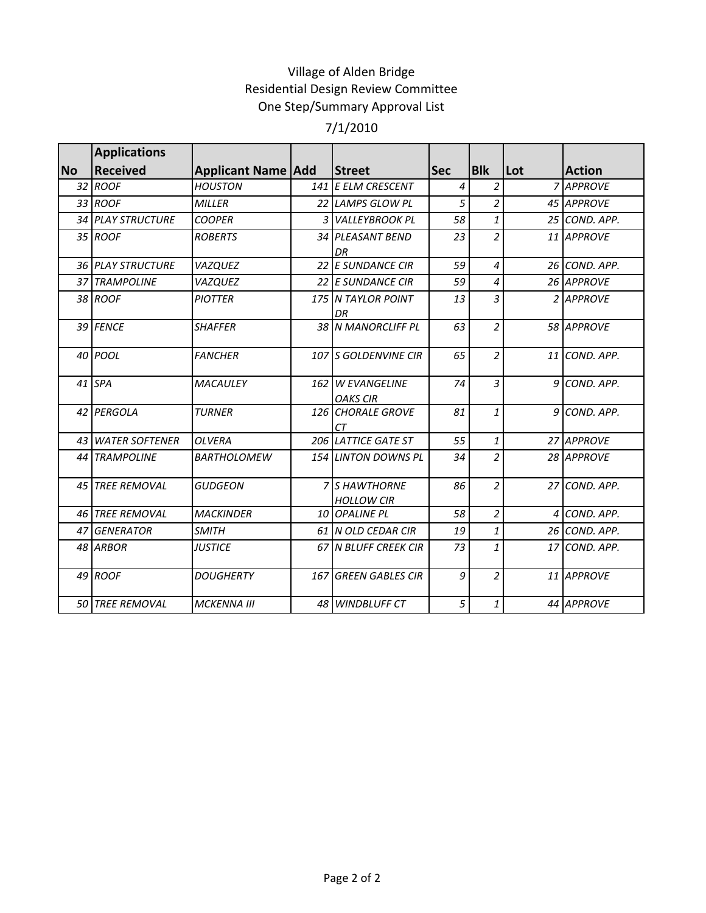Village of Alden Bridge

Residential Design Review Committee

One Step/Summary Approval List

7/1/2010

| No | Applications Received | Applicant Name | Add | Street | Sec | Blk | Lot | Action |
|---|---|---|---|---|---|---|---|---|
| 32 | ROOF | HOUSTON | 141 | E ELM CRESCENT | 4 | 2 | 7 | APPROVE |
| 33 | ROOF | MILLER | 22 | LAMPS GLOW PL | 5 | 2 | 45 | APPROVE |
| 34 | PLAY STRUCTURE | COOPER | 3 | VALLEYBROOK PL | 58 | 1 | 25 | COND. APP. |
| 35 | ROOF | ROBERTS | 34 | PLEASANT BEND DR | 23 | 2 | 11 | APPROVE |
| 36 | PLAY STRUCTURE | VAZQUEZ | 22 | E SUNDANCE CIR | 59 | 4 | 26 | COND. APP. |
| 37 | TRAMPOLINE | VAZQUEZ | 22 | E SUNDANCE CIR | 59 | 4 | 26 | APPROVE |
| 38 | ROOF | PIOTTER | 175 | N TAYLOR POINT DR | 13 | 3 | 2 | APPROVE |
| 39 | FENCE | SHAFFER | 38 | N MANORCLIFF PL | 63 | 2 | 58 | APPROVE |
| 40 | POOL | FANCHER | 107 | S GOLDENVINE CIR | 65 | 2 | 11 | COND. APP. |
| 41 | SPA | MACAULEY | 162 | W EVANGELINE OAKS CIR | 74 | 3 | 9 | COND. APP. |
| 42 | PERGOLA | TURNER | 126 | CHORALE GROVE CT | 81 | 1 | 9 | COND. APP. |
| 43 | WATER SOFTENER | OLVERA | 206 | LATTICE GATE ST | 55 | 1 | 27 | APPROVE |
| 44 | TRAMPOLINE | BARTHOLOMEW | 154 | LINTON DOWNS PL | 34 | 2 | 28 | APPROVE |
| 45 | TREE REMOVAL | GUDGEON | 7 | S HAWTHORNE HOLLOW CIR | 86 | 2 | 27 | COND. APP. |
| 46 | TREE REMOVAL | MACKINDER | 10 | OPALINE PL | 58 | 2 | 4 | COND. APP. |
| 47 | GENERATOR | SMITH | 61 | N OLD CEDAR CIR | 19 | 1 | 26 | COND. APP. |
| 48 | ARBOR | JUSTICE | 67 | N BLUFF CREEK CIR | 73 | 1 | 17 | COND. APP. |
| 49 | ROOF | DOUGHERTY | 167 | GREEN GABLES CIR | 9 | 2 | 11 | APPROVE |
| 50 | TREE REMOVAL | MCKENNA III | 48 | WINDBLUFF CT | 5 | 1 | 44 | APPROVE |